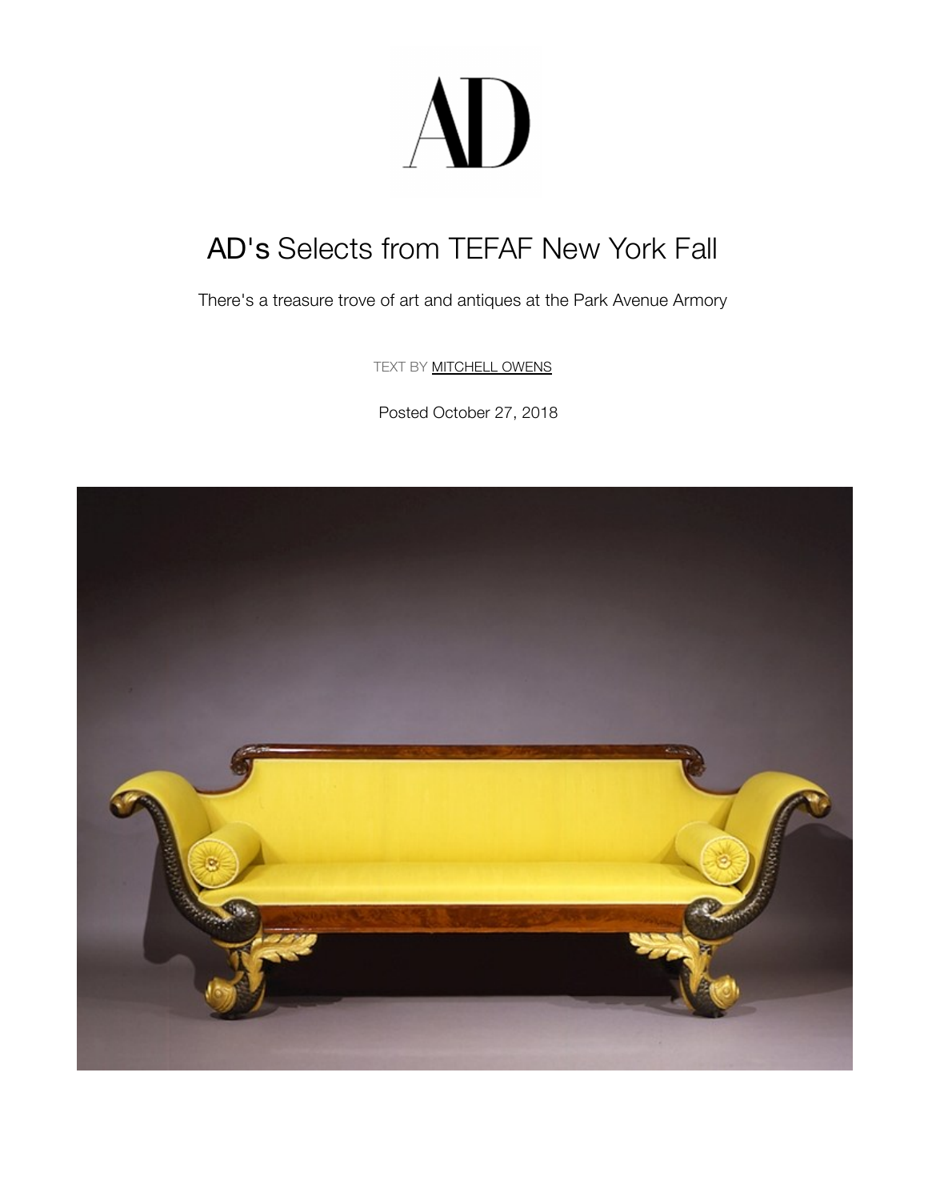# AD's Selects from TEFAF New York Fall

There's a treasure trove of art and antiques at the Park Avenue Armory

TEXT BY MITCHELL OWENS

Posted October 27, 2018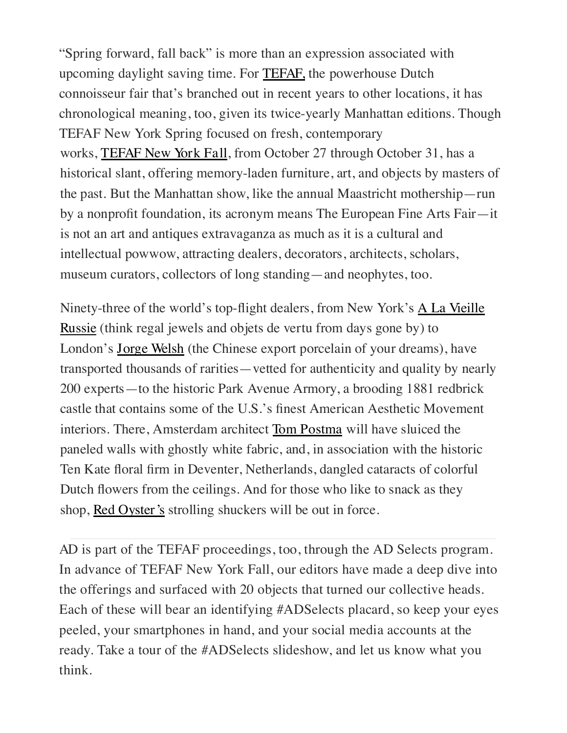"Spring forward, fall back" is more than an expression associated with upcoming daylight saving time. For TEFAF, the powerhouse Dutch connoisseur fair that's branched out in recent years to other locations, it has chronological meaning, too, given its twice-yearly Manhattan editions. Though TEFAF New York Spring focused on fresh, contemporary works, TEFAF New York Fall, from October 27 through October 31, has a historical slant, offering memory-laden furniture, art, and objects by masters of the past. But the Manhattan show, like the annual Maastricht mothership—run by a nonprofit foundation, its acronym means The European Fine Arts Fair—it is not an art and antiques extravaganza as much as it is a cultural and intellectual powwow, attracting dealers, decorators, architects, scholars, museum curators, collectors of long standing—and neophytes, too.

Ninety-three of the world's top-flight dealers, from New York's A La Vieille Russie (think regal jewels and objets de vertu from days gone by) to London's Jorge Welsh (the Chinese export porcelain of your dreams), have transported thousands of rarities—vetted for authenticity and quality by nearly 200 experts—to the historic Park Avenue Armory, a brooding 1881 redbrick castle that contains some of the U.S.'s finest American Aesthetic Movement interiors. There, Amsterdam architect Tom Postma will have sluiced the paneled walls with ghostly white fabric, and, in association with the historic Ten Kate floral firm in Deventer, Netherlands, dangled cataracts of colorful Dutch flowers from the ceilings. And for those who like to snack as they shop, Red Oyster's strolling shuckers will be out in force.

---

AD is part of the TEFAF proceedings, too, through the AD Selects program. In advance of TEFAF New York Fall, our editors have made a deep dive into the offerings and surfaced with 20 objects that turned our collective heads. Each of these will bear an identifying #ADSelects placard, so keep your eyes peeled, your smartphones in hand, and your social media accounts at the ready. Take a tour of the #ADSelects slideshow, and let us know what you think.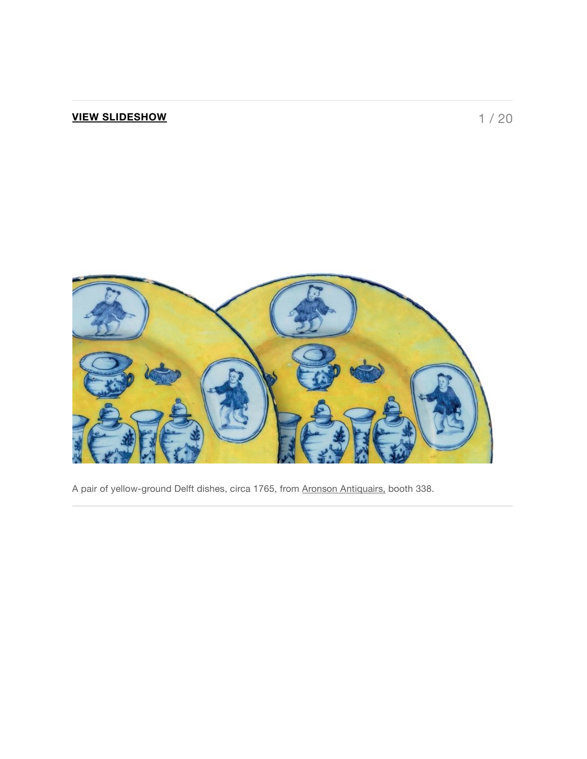**VIEW SLIDESHOW**

1 / 20

A pair of yellow-ground Delft dishes, circa 1765, from Aronson Antiquairs, booth 338.